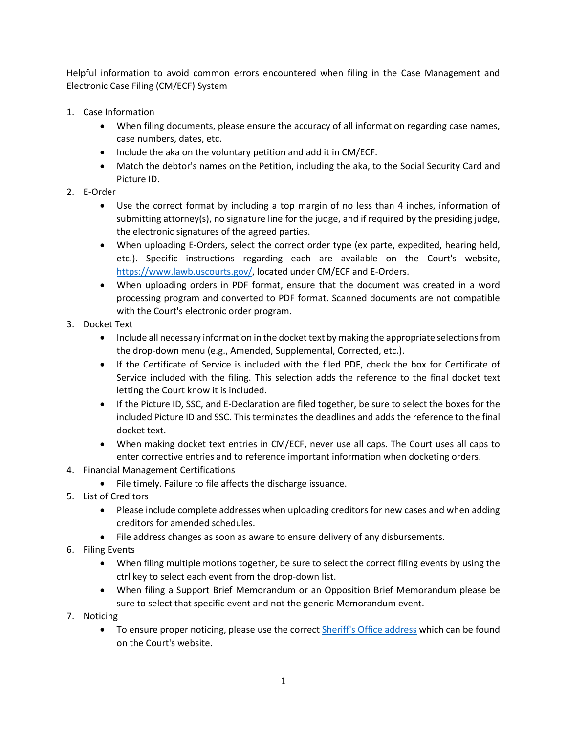Helpful information to avoid common errors encountered when filing in the Case Management and Electronic Case Filing (CM/ECF) System

1. Case Information
   - When filing documents, please ensure the accuracy of all information regarding case names, case numbers, dates, etc.
   - Include the aka on the voluntary petition and add it in CM/ECF.
   - Match the debtor's names on the Petition, including the aka, to the Social Security Card and Picture ID.
2. E-Order
   - Use the correct format by including a top margin of no less than 4 inches, information of submitting attorney(s), no signature line for the judge, and if required by the presiding judge, the electronic signatures of the agreed parties.
   - When uploading E-Orders, select the correct order type (ex parte, expedited, hearing held, etc.). Specific instructions regarding each are available on the Court's website, [https://www.lawb.uscourts.gov/](https://www.lawb.uscourts.gov/), located under CM/ECF and E-Orders.
   - When uploading orders in PDF format, ensure that the document was created in a word processing program and converted to PDF format. Scanned documents are not compatible with the Court's electronic order program.
3. Docket Text
   - Include all necessary information in the docket text by making the appropriate selections from the drop-down menu (e.g., Amended, Supplemental, Corrected, etc.).
   - If the Certificate of Service is included with the filed PDF, check the box for Certificate of Service included with the filing. This selection adds the reference to the final docket text letting the Court know it is included.
   - If the Picture ID, SSC, and E-Declaration are filed together, be sure to select the boxes for the included Picture ID and SSC. This terminates the deadlines and adds the reference to the final docket text.
   - When making docket text entries in CM/ECF, never use all caps. The Court uses all caps to enter corrective entries and to reference important information when docketing orders.
4. Financial Management Certifications
   - File timely. Failure to file affects the discharge issuance.
5. List of Creditors
   - Please include complete addresses when uploading creditors for new cases and when adding creditors for amended schedules.
   - File address changes as soon as aware to ensure delivery of any disbursements.
6. Filing Events
   - When filing multiple motions together, be sure to select the correct filing events by using the ctrl key to select each event from the drop-down list.
   - When filing a Support Brief Memorandum or an Opposition Brief Memorandum please be sure to select that specific event and not the generic Memorandum event.
7. Noticing
   - To ensure proper noticing, please use the correct Sheriff's Office address which can be found on the Court's website.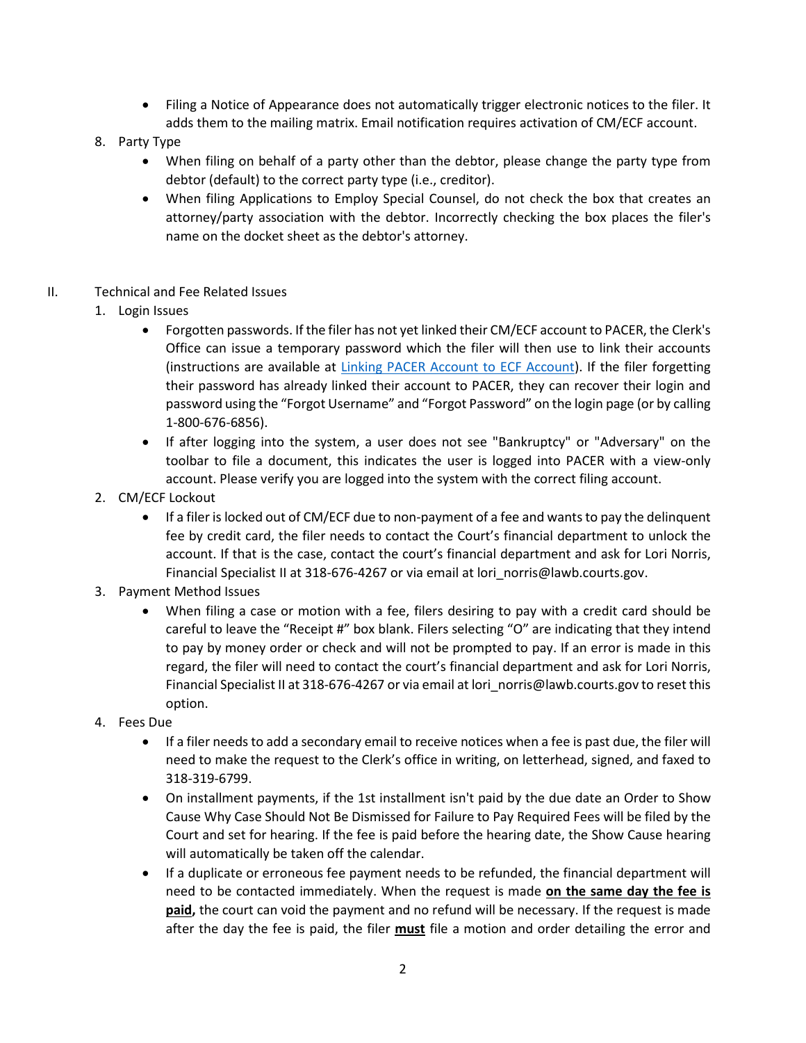- Filing a Notice of Appearance does not automatically trigger electronic notices to the filer. It adds them to the mailing matrix. Email notification requires activation of CM/ECF account.

8. Party Type
   - When filing on behalf of a party other than the debtor, please change the party type from debtor (default) to the correct party type (i.e., creditor).
   - When filing Applications to Employ Special Counsel, do not check the box that creates an attorney/party association with the debtor. Incorrectly checking the box places the filer's name on the docket sheet as the debtor's attorney.

II. Technical and Fee Related Issues

1. Login Issues
   - Forgotten passwords. If the filer has not yet linked their CM/ECF account to PACER, the Clerk's Office can issue a temporary password which the filer will then use to link their accounts (instructions are available at [Linking PACER Account to ECF Account]). If the filer forgetting their password has already linked their account to PACER, they can recover their login and password using the "Forgot Username" and "Forgot Password" on the login page (or by calling 1-800-676-6856).
   - If after logging into the system, a user does not see "Bankruptcy" or "Adversary" on the toolbar to file a document, this indicates the user is logged into PACER with a view-only account. Please verify you are logged into the system with the correct filing account.
2. CM/ECF Lockout
   - If a filer is locked out of CM/ECF due to non-payment of a fee and wants to pay the delinquent fee by credit card, the filer needs to contact the Court's financial department to unlock the account. If that is the case, contact the court's financial department and ask for Lori Norris, Financial Specialist II at 318-676-4267 or via email at lori_norris@lawb.courts.gov.
3. Payment Method Issues
   - When filing a case or motion with a fee, filers desiring to pay with a credit card should be careful to leave the "Receipt #" box blank. Filers selecting "O" are indicating that they intend to pay by money order or check and will not be prompted to pay. If an error is made in this regard, the filer will need to contact the court's financial department and ask for Lori Norris, Financial Specialist II at 318-676-4267 or via email at lori_norris@lawb.courts.gov to reset this option.
4. Fees Due
   - If a filer needs to add a secondary email to receive notices when a fee is past due, the filer will need to make the request to the Clerk's office in writing, on letterhead, signed, and faxed to 318-319-6799.
   - On installment payments, if the 1st installment isn't paid by the due date an Order to Show Cause Why Case Should Not Be Dismissed for Failure to Pay Required Fees will be filed by the Court and set for hearing. If the fee is paid before the hearing date, the Show Cause hearing will automatically be taken off the calendar.
   - If a duplicate or erroneous fee payment needs to be refunded, the financial department will need to be contacted immediately. When the request is made **<u>on the same day the fee is paid</u>**, the court can void the payment and no refund will be necessary. If the request is made after the day the fee is paid, the filer **<u>must</u>** file a motion and order detailing the error and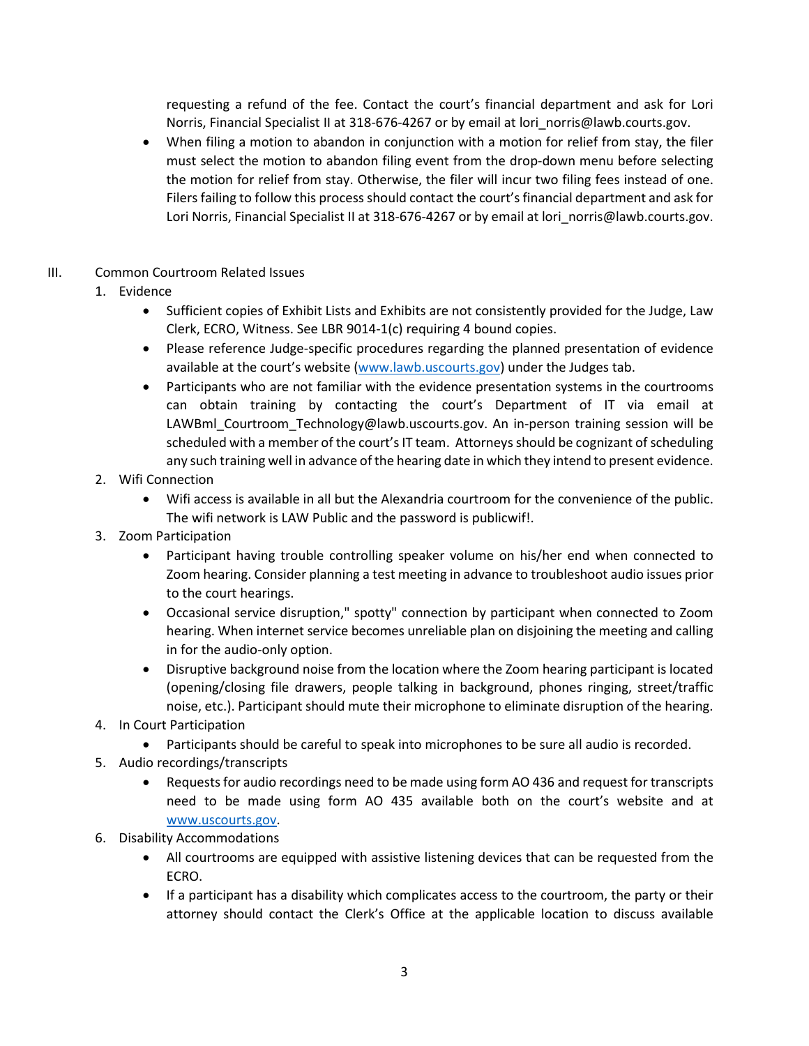requesting a refund of the fee. Contact the court's financial department and ask for Lori Norris, Financial Specialist II at 318-676-4267 or by email at lori_norris@lawb.courts.gov.

- When filing a motion to abandon in conjunction with a motion for relief from stay, the filer must select the motion to abandon filing event from the drop-down menu before selecting the motion for relief from stay. Otherwise, the filer will incur two filing fees instead of one. Filers failing to follow this process should contact the court's financial department and ask for Lori Norris, Financial Specialist II at 318-676-4267 or by email at lori_norris@lawb.courts.gov.

III. Common Courtroom Related Issues

1. Evidence
   - Sufficient copies of Exhibit Lists and Exhibits are not consistently provided for the Judge, Law Clerk, ECRO, Witness. See LBR 9014-1(c) requiring 4 bound copies.
   - Please reference Judge-specific procedures regarding the planned presentation of evidence available at the court's website ([www.lawb.uscourts.gov](http://www.lawb.uscourts.gov)) under the Judges tab.
   - Participants who are not familiar with the evidence presentation systems in the courtrooms can obtain training by contacting the court's Department of IT via email at LAWBml_Courtroom_Technology@lawb.uscourts.gov. An in-person training session will be scheduled with a member of the court's IT team. Attorneys should be cognizant of scheduling any such training well in advance of the hearing date in which they intend to present evidence.
2. Wifi Connection
   - Wifi access is available in all but the Alexandria courtroom for the convenience of the public. The wifi network is LAW Public and the password is publicwif!.
3. Zoom Participation
   - Participant having trouble controlling speaker volume on his/her end when connected to Zoom hearing. Consider planning a test meeting in advance to troubleshoot audio issues prior to the court hearings.
   - Occasional service disruption," spotty" connection by participant when connected to Zoom hearing. When internet service becomes unreliable plan on disjoining the meeting and calling in for the audio-only option.
   - Disruptive background noise from the location where the Zoom hearing participant is located (opening/closing file drawers, people talking in background, phones ringing, street/traffic noise, etc.). Participant should mute their microphone to eliminate disruption of the hearing.
4. In Court Participation
   - Participants should be careful to speak into microphones to be sure all audio is recorded.
5. Audio recordings/transcripts
   - Requests for audio recordings need to be made using form AO 436 and request for transcripts need to be made using form AO 435 available both on the court's website and at [www.uscourts.gov](http://www.uscourts.gov).
6. Disability Accommodations
   - All courtrooms are equipped with assistive listening devices that can be requested from the ECRO.
   - If a participant has a disability which complicates access to the courtroom, the party or their attorney should contact the Clerk's Office at the applicable location to discuss available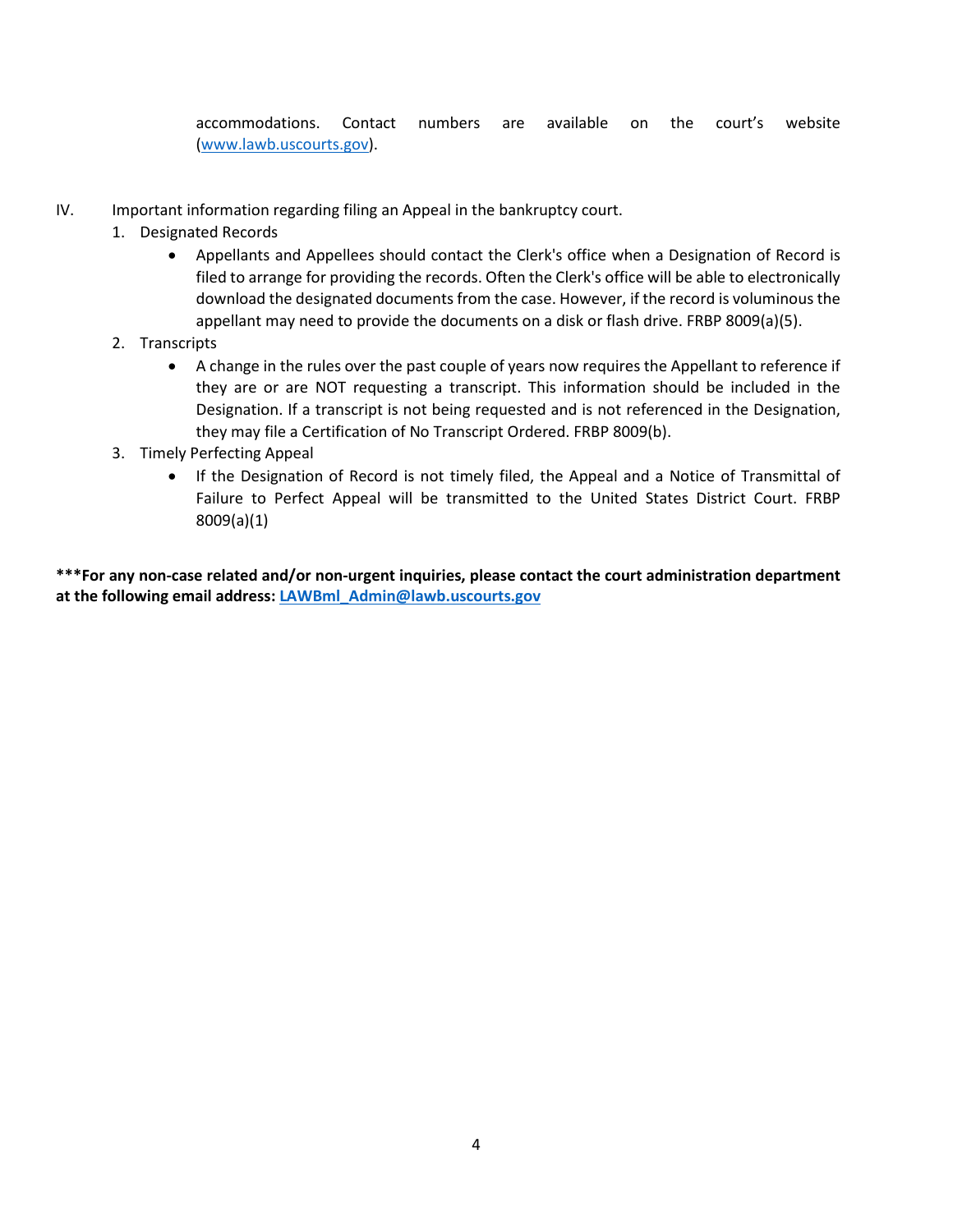accommodations. Contact numbers are available on the court's website ([www.lawb.uscourts.gov](http://www.lawb.uscourts.gov)).

IV. Important information regarding filing an Appeal in the bankruptcy court.

1. Designated Records
   - Appellants and Appellees should contact the Clerk's office when a Designation of Record is filed to arrange for providing the records. Often the Clerk's office will be able to electronically download the designated documents from the case. However, if the record is voluminous the appellant may need to provide the documents on a disk or flash drive. FRBP 8009(a)(5).
2. Transcripts
   - A change in the rules over the past couple of years now requires the Appellant to reference if they are or are NOT requesting a transcript. This information should be included in the Designation. If a transcript is not being requested and is not referenced in the Designation, they may file a Certification of No Transcript Ordered. FRBP 8009(b).
3. Timely Perfecting Appeal
   - If the Designation of Record is not timely filed, the Appeal and a Notice of Transmittal of Failure to Perfect Appeal will be transmitted to the United States District Court. FRBP 8009(a)(1)

**\*\*\*For any non-case related and/or non-urgent inquiries, please contact the court administration department at the following email address: [LAWBml_Admin@lawb.uscourts.gov](mailto:LAWBml_Admin@lawb.uscourts.gov)**